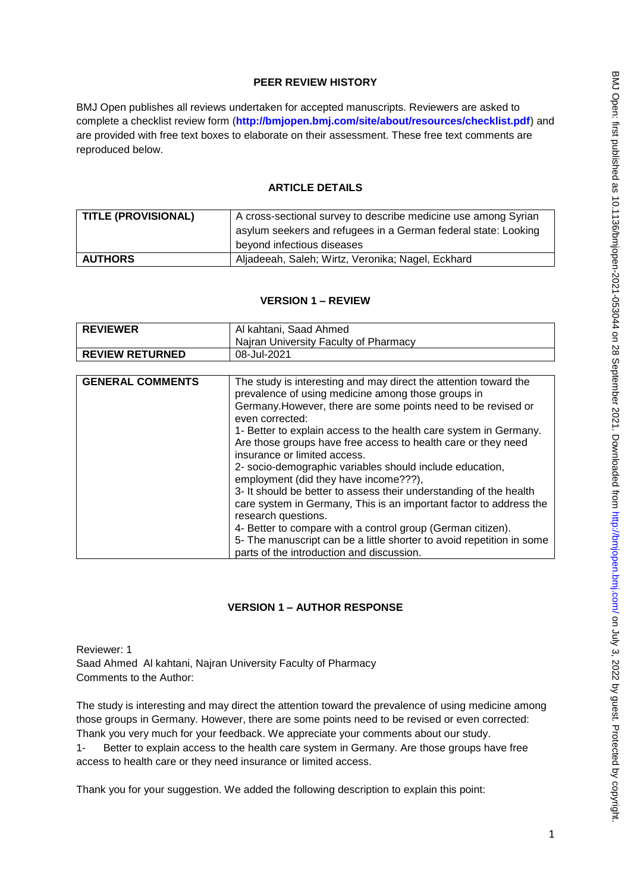# PEER REVIEW HISTORY

BMJ Open publishes all reviews undertaken for accepted manuscripts. Reviewers are asked to complete a checklist review form (**http://bmjopen.bmj.com/site/about/resources/checklist.pdf**) and are provided with free text boxes to elaborate on their assessment. These free text comments are reproduced below.

## ARTICLE DETAILS

| | |
|---|---|
| **TITLE (PROVISIONAL)** | A cross-sectional survey to describe medicine use among Syrian asylum seekers and refugees in a German federal state: Looking beyond infectious diseases |
| **AUTHORS** | Aljadeeah, Saleh; Wirtz, Veronika; Nagel, Eckhard |

## VERSION 1 – REVIEW

| | |
|---|---|
| **REVIEWER** | Al kahtani, Saad Ahmed<br>Najran University Faculty of Pharmacy |
| **REVIEW RETURNED** | 08-Jul-2021 |

| | |
|---|---|
| **GENERAL COMMENTS** | The study is interesting and may direct the attention toward the prevalence of using medicine among those groups in Germany.However, there are some points need to be revised or even corrected:<br>1- Better to explain access to the health care system in Germany. Are those groups have free access to health care or they need insurance or limited access.<br>2- socio-demographic variables should include education, employment (did they have income???),<br>3- It should be better to assess their understanding of the health care system in Germany, This is an important factor to address the research questions.<br>4- Better to compare with a control group (German citizen).<br>5- The manuscript can be a little shorter to avoid repetition in some parts of the introduction and discussion. |

## VERSION 1 – AUTHOR RESPONSE

Reviewer: 1
Saad Ahmed Al kahtani, Najran University Faculty of Pharmacy
Comments to the Author:

The study is interesting and may direct the attention toward the prevalence of using medicine among those groups in Germany. However, there are some points need to be revised or even corrected:
Thank you very much for your feedback. We appreciate your comments about our study.
1- Better to explain access to the health care system in Germany. Are those groups have free access to health care or they need insurance or limited access.

Thank you for your suggestion. We added the following description to explain this point: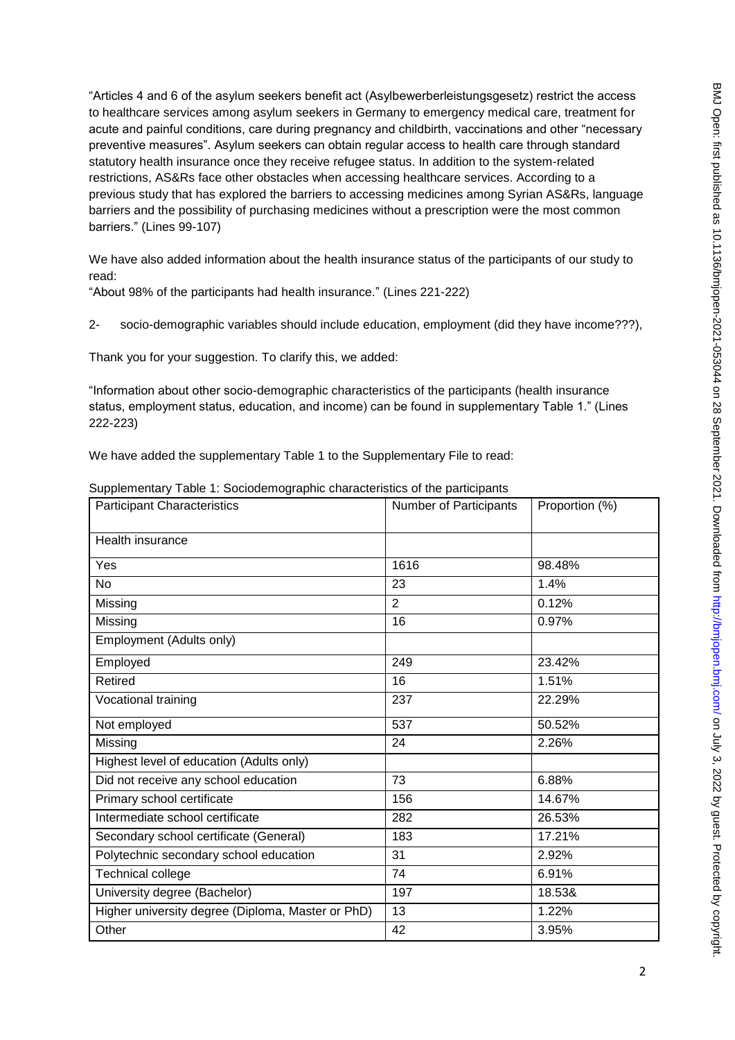"Articles 4 and 6 of the asylum seekers benefit act (Asylbewerberleistungsgesetz) restrict the access to healthcare services among asylum seekers in Germany to emergency medical care, treatment for acute and painful conditions, care during pregnancy and childbirth, vaccinations and other "necessary preventive measures". Asylum seekers can obtain regular access to health care through standard statutory health insurance once they receive refugee status. In addition to the system-related restrictions, AS&Rs face other obstacles when accessing healthcare services. According to a previous study that has explored the barriers to accessing medicines among Syrian AS&Rs, language barriers and the possibility of purchasing medicines without a prescription were the most common barriers." (Lines 99-107)

We have also added information about the health insurance status of the participants of our study to read:

"About 98% of the participants had health insurance." (Lines 221-222)

2- socio-demographic variables should include education, employment (did they have income???),

Thank you for your suggestion. To clarify this, we added:

"Information about other socio-demographic characteristics of the participants (health insurance status, employment status, education, and income) can be found in supplementary Table 1." (Lines 222-223)

We have added the supplementary Table 1 to the Supplementary File to read:

Supplementary Table 1: Sociodemographic characteristics of the participants

| Participant Characteristics | Number of Participants | Proportion (%) |
|---|---|---|
| Health insurance | | |
| Yes | 1616 | 98.48% |
| No | 23 | 1.4% |
| Missing | 2 | 0.12% |
| Missing | 16 | 0.97% |
| Employment (Adults only) | | |
| Employed | 249 | 23.42% |
| Retired | 16 | 1.51% |
| Vocational training | 237 | 22.29% |
| Not employed | 537 | 50.52% |
| Missing | 24 | 2.26% |
| Highest level of education (Adults only) | | |
| Did not receive any school education | 73 | 6.88% |
| Primary school certificate | 156 | 14.67% |
| Intermediate school certificate | 282 | 26.53% |
| Secondary school certificate (General) | 183 | 17.21% |
| Polytechnic secondary school education | 31 | 2.92% |
| Technical college | 74 | 6.91% |
| University degree (Bachelor) | 197 | 18.53& |
| Higher university degree (Diploma, Master or PhD) | 13 | 1.22% |
| Other | 42 | 3.95% |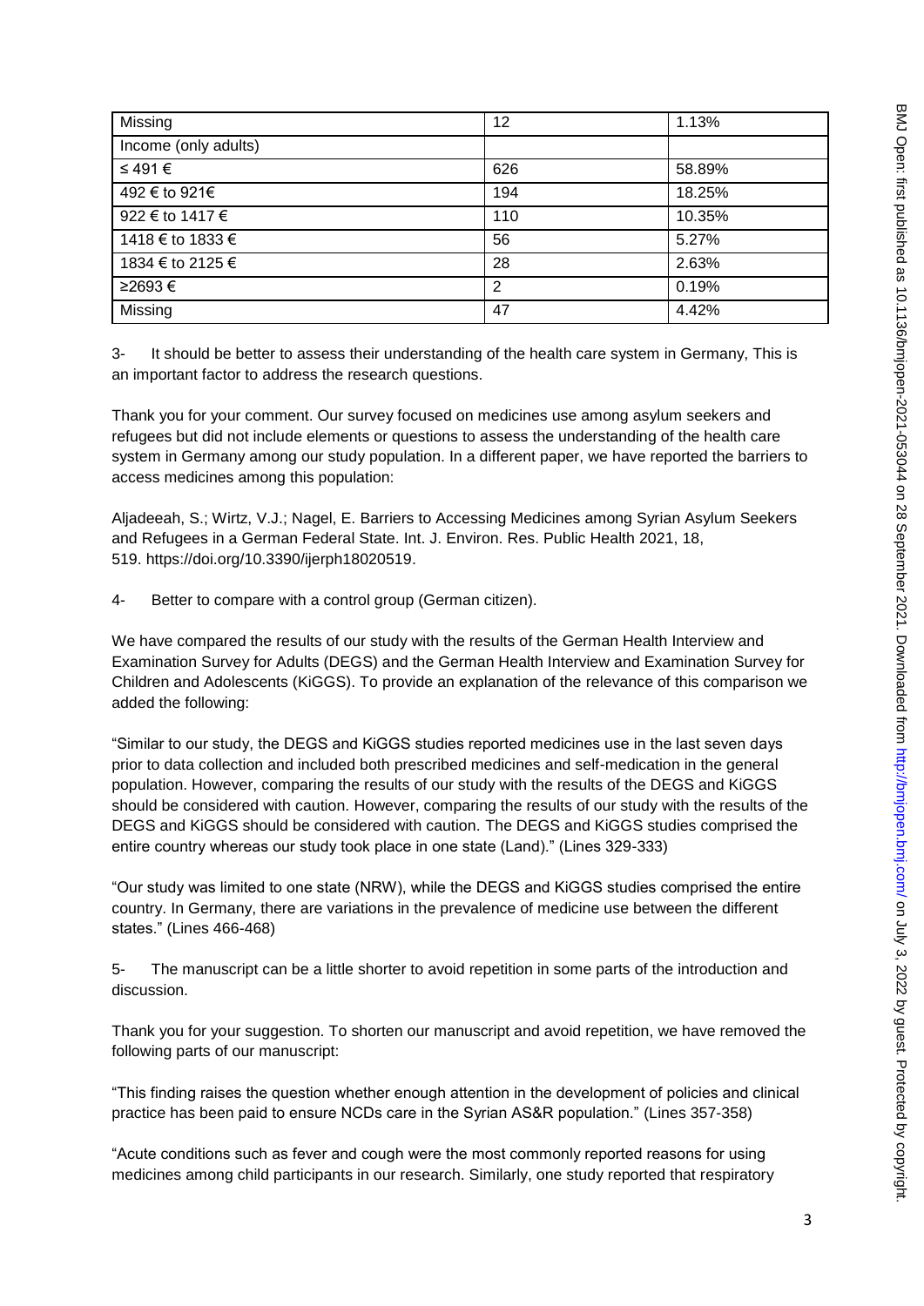| Missing | 12 | 1.13% |
|---|---|---|
| Income (only adults) | | |
| ≤ 491 € | 626 | 58.89% |
| 492 € to 921€ | 194 | 18.25% |
| 922 € to 1417 € | 110 | 10.35% |
| 1418 € to 1833 € | 56 | 5.27% |
| 1834 € to 2125 € | 28 | 2.63% |
| ≥2693 € | 2 | 0.19% |
| Missing | 47 | 4.42% |

3- It should be better to assess their understanding of the health care system in Germany, This is an important factor to address the research questions.

Thank you for your comment. Our survey focused on medicines use among asylum seekers and refugees but did not include elements or questions to assess the understanding of the health care system in Germany among our study population. In a different paper, we have reported the barriers to access medicines among this population:

Aljadeeah, S.; Wirtz, V.J.; Nagel, E. Barriers to Accessing Medicines among Syrian Asylum Seekers and Refugees in a German Federal State. Int. J. Environ. Res. Public Health 2021, 18, 519. https://doi.org/10.3390/ijerph18020519.

4- Better to compare with a control group (German citizen).

We have compared the results of our study with the results of the German Health Interview and Examination Survey for Adults (DEGS) and the German Health Interview and Examination Survey for Children and Adolescents (KiGGS). To provide an explanation of the relevance of this comparison we added the following:

"Similar to our study, the DEGS and KiGGS studies reported medicines use in the last seven days prior to data collection and included both prescribed medicines and self-medication in the general population. However, comparing the results of our study with the results of the DEGS and KiGGS should be considered with caution. However, comparing the results of our study with the results of the DEGS and KiGGS should be considered with caution. The DEGS and KiGGS studies comprised the entire country whereas our study took place in one state (Land)." (Lines 329-333)

"Our study was limited to one state (NRW), while the DEGS and KiGGS studies comprised the entire country. In Germany, there are variations in the prevalence of medicine use between the different states." (Lines 466-468)

5- The manuscript can be a little shorter to avoid repetition in some parts of the introduction and discussion.

Thank you for your suggestion. To shorten our manuscript and avoid repetition, we have removed the following parts of our manuscript:

"This finding raises the question whether enough attention in the development of policies and clinical practice has been paid to ensure NCDs care in the Syrian AS&R population." (Lines 357-358)

"Acute conditions such as fever and cough were the most commonly reported reasons for using medicines among child participants in our research. Similarly, one study reported that respiratory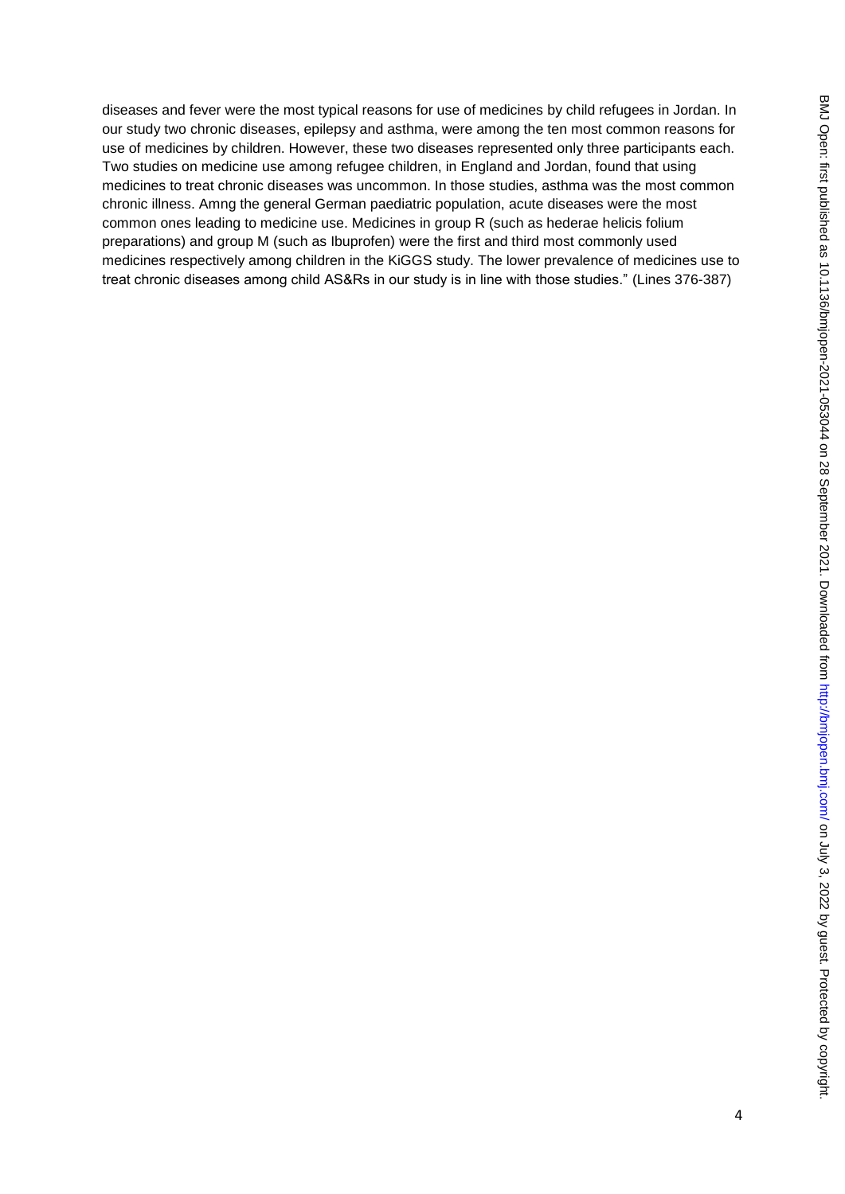diseases and fever were the most typical reasons for use of medicines by child refugees in Jordan. In our study two chronic diseases, epilepsy and asthma, were among the ten most common reasons for use of medicines by children. However, these two diseases represented only three participants each. Two studies on medicine use among refugee children, in England and Jordan, found that using medicines to treat chronic diseases was uncommon. In those studies, asthma was the most common chronic illness. Amng the general German paediatric population, acute diseases were the most common ones leading to medicine use. Medicines in group R (such as hederae helicis folium preparations) and group M (such as Ibuprofen) were the first and third most commonly used medicines respectively among children in the KiGGS study. The lower prevalence of medicines use to treat chronic diseases among child AS&Rs in our study is in line with those studies." (Lines 376-387)